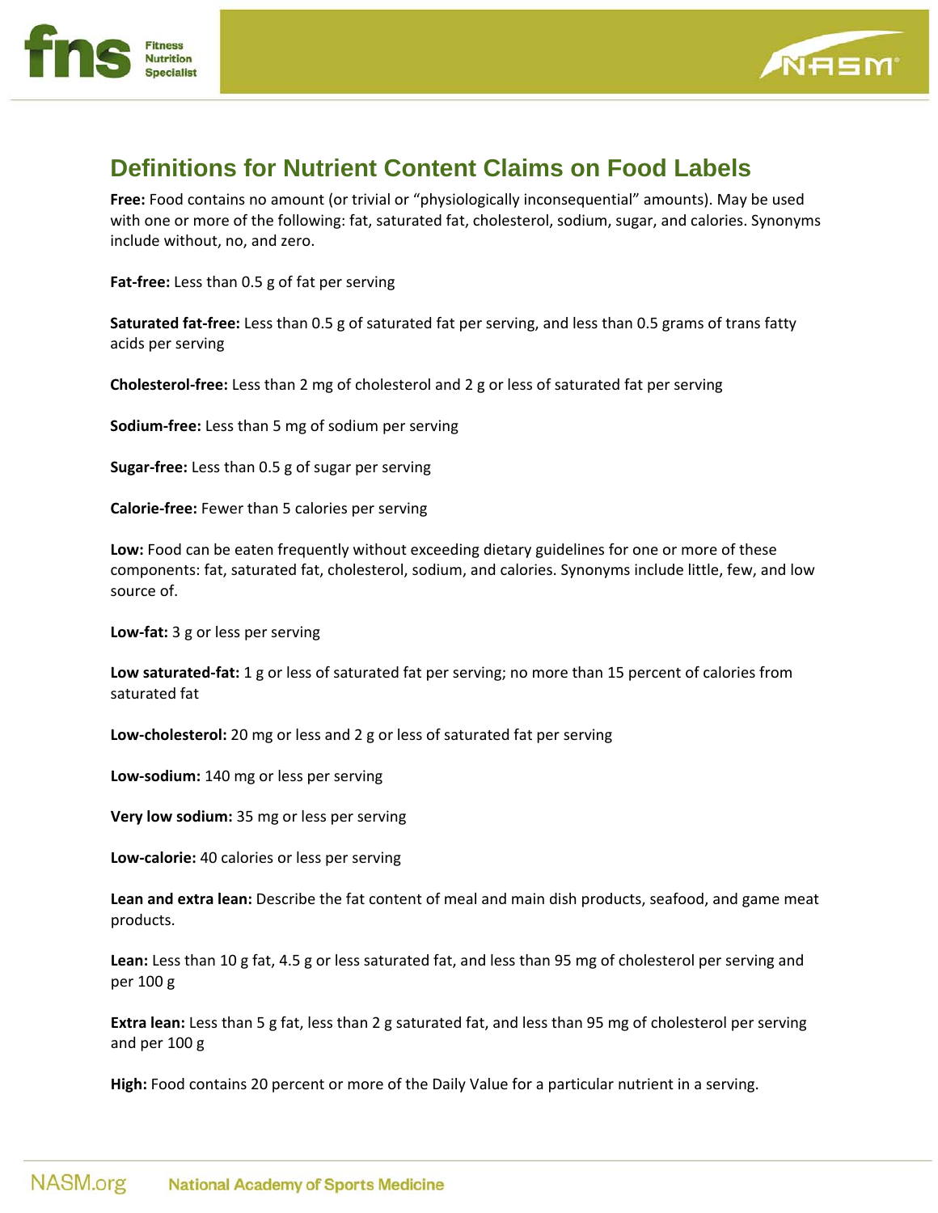# Definitions for Nutrient Content Claims on Food Labels

**Free:** Food contains no amount (or trivial or "physiologically inconsequential" amounts). May be used with one or more of the following: fat, saturated fat, cholesterol, sodium, sugar, and calories. Synonyms include without, no, and zero.

**Fat-free:** Less than 0.5 g of fat per serving

**Saturated fat-free:** Less than 0.5 g of saturated fat per serving, and less than 0.5 grams of trans fatty acids per serving

**Cholesterol-free:** Less than 2 mg of cholesterol and 2 g or less of saturated fat per serving

**Sodium-free:** Less than 5 mg of sodium per serving

**Sugar-free:** Less than 0.5 g of sugar per serving

**Calorie-free:** Fewer than 5 calories per serving

**Low:** Food can be eaten frequently without exceeding dietary guidelines for one or more of these components: fat, saturated fat, cholesterol, sodium, and calories. Synonyms include little, few, and low source of.

**Low-fat:** 3 g or less per serving

**Low saturated-fat:** 1 g or less of saturated fat per serving; no more than 15 percent of calories from saturated fat

**Low-cholesterol:** 20 mg or less and 2 g or less of saturated fat per serving

**Low-sodium:** 140 mg or less per serving

**Very low sodium:** 35 mg or less per serving

**Low-calorie:** 40 calories or less per serving

**Lean and extra lean:** Describe the fat content of meal and main dish products, seafood, and game meat products.

**Lean:** Less than 10 g fat, 4.5 g or less saturated fat, and less than 95 mg of cholesterol per serving and per 100 g

**Extra lean:** Less than 5 g fat, less than 2 g saturated fat, and less than 95 mg of cholesterol per serving and per 100 g

**High:** Food contains 20 percent or more of the Daily Value for a particular nutrient in a serving.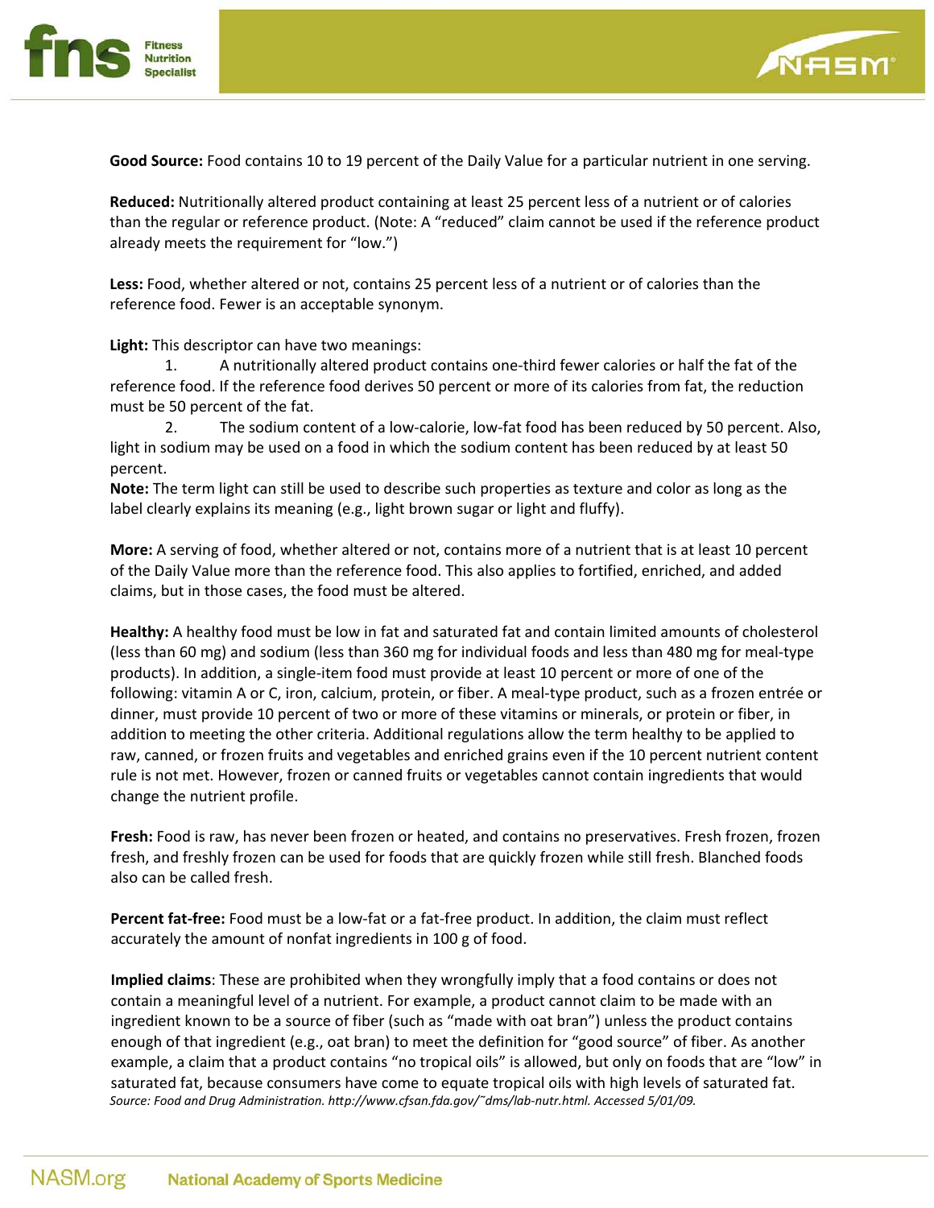**Good Source:** Food contains 10 to 19 percent of the Daily Value for a particular nutrient in one serving.

**Reduced:** Nutritionally altered product containing at least 25 percent less of a nutrient or of calories than the regular or reference product. (Note: A "reduced" claim cannot be used if the reference product already meets the requirement for "low.")

**Less:** Food, whether altered or not, contains 25 percent less of a nutrient or of calories than the reference food. Fewer is an acceptable synonym.

**Light:** This descriptor can have two meanings:

1. A nutritionally altered product contains one-third fewer calories or half the fat of the reference food. If the reference food derives 50 percent or more of its calories from fat, the reduction must be 50 percent of the fat.
2. The sodium content of a low-calorie, low-fat food has been reduced by 50 percent. Also, light in sodium may be used on a food in which the sodium content has been reduced by at least 50 percent.

**Note:** The term light can still be used to describe such properties as texture and color as long as the label clearly explains its meaning (e.g., light brown sugar or light and fluffy).

**More:** A serving of food, whether altered or not, contains more of a nutrient that is at least 10 percent of the Daily Value more than the reference food. This also applies to fortified, enriched, and added claims, but in those cases, the food must be altered.

**Healthy:** A healthy food must be low in fat and saturated fat and contain limited amounts of cholesterol (less than 60 mg) and sodium (less than 360 mg for individual foods and less than 480 mg for meal-type products). In addition, a single-item food must provide at least 10 percent or more of one of the following: vitamin A or C, iron, calcium, protein, or fiber. A meal-type product, such as a frozen entrée or dinner, must provide 10 percent of two or more of these vitamins or minerals, or protein or fiber, in addition to meeting the other criteria. Additional regulations allow the term healthy to be applied to raw, canned, or frozen fruits and vegetables and enriched grains even if the 10 percent nutrient content rule is not met. However, frozen or canned fruits or vegetables cannot contain ingredients that would change the nutrient profile.

**Fresh:** Food is raw, has never been frozen or heated, and contains no preservatives. Fresh frozen, frozen fresh, and freshly frozen can be used for foods that are quickly frozen while still fresh. Blanched foods also can be called fresh.

**Percent fat-free:** Food must be a low-fat or a fat-free product. In addition, the claim must reflect accurately the amount of nonfat ingredients in 100 g of food.

**Implied claims**: These are prohibited when they wrongfully imply that a food contains or does not contain a meaningful level of a nutrient. For example, a product cannot claim to be made with an ingredient known to be a source of fiber (such as "made with oat bran") unless the product contains enough of that ingredient (e.g., oat bran) to meet the definition for "good source" of fiber. As another example, a claim that a product contains "no tropical oils" is allowed, but only on foods that are "low" in saturated fat, because consumers have come to equate tropical oils with high levels of saturated fat.

*Source: Food and Drug Administration. http://www.cfsan.fda.gov/~dms/lab-nutr.html. Accessed 5/01/09.*